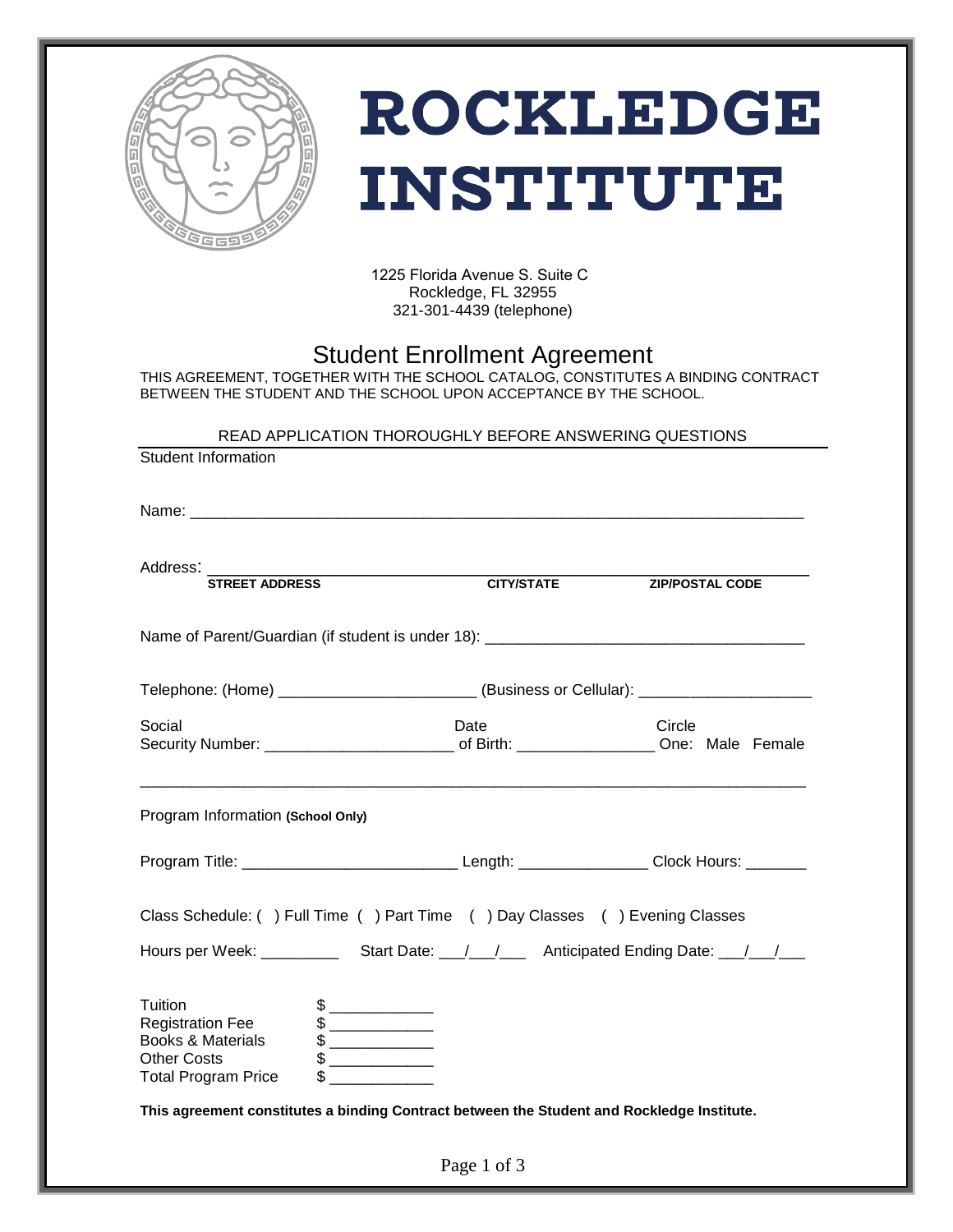# ROCKLEDGE INSTITUTE

1225 Florida Avenue S. Suite C
Rockledge, FL 32955
321-301-4439 (telephone)

## Student Enrollment Agreement

THIS AGREEMENT, TOGETHER WITH THE SCHOOL CATALOG, CONSTITUTES A BINDING CONTRACT BETWEEN THE STUDENT AND THE SCHOOL UPON ACCEPTANCE BY THE SCHOOL.

READ APPLICATION THOROUGHLY BEFORE ANSWERING QUESTIONS

Student Information

Name: ______________________________________________________________________

Address: ______________________________________________________________________
**STREET ADDRESS** **CITY/STATE** **ZIP/POSTAL CODE**

Name of Parent/Guardian (if student is under 18): ____________________________________

Telephone: (Home) ______________________ (Business or Cellular): ____________________

Social Security Number: ______________________ Date of Birth: ________________ Circle One: Male Female

______________________________________________________________________________

Program Information **(School Only)**

Program Title: ________________________ Length: ______________ Clock Hours: _______

Class Schedule: ( ) Full Time ( ) Part Time ( ) Day Classes ( ) Evening Classes

Hours per Week: _________ Start Date: ___/___/___ Anticipated Ending Date: ___/___/___

Tuition $ ____________
Registration Fee $ ____________
Books & Materials $ ____________
Other Costs $ ____________
Total Program Price $ ____________

**This agreement constitutes a binding Contract between the Student and Rockledge Institute.**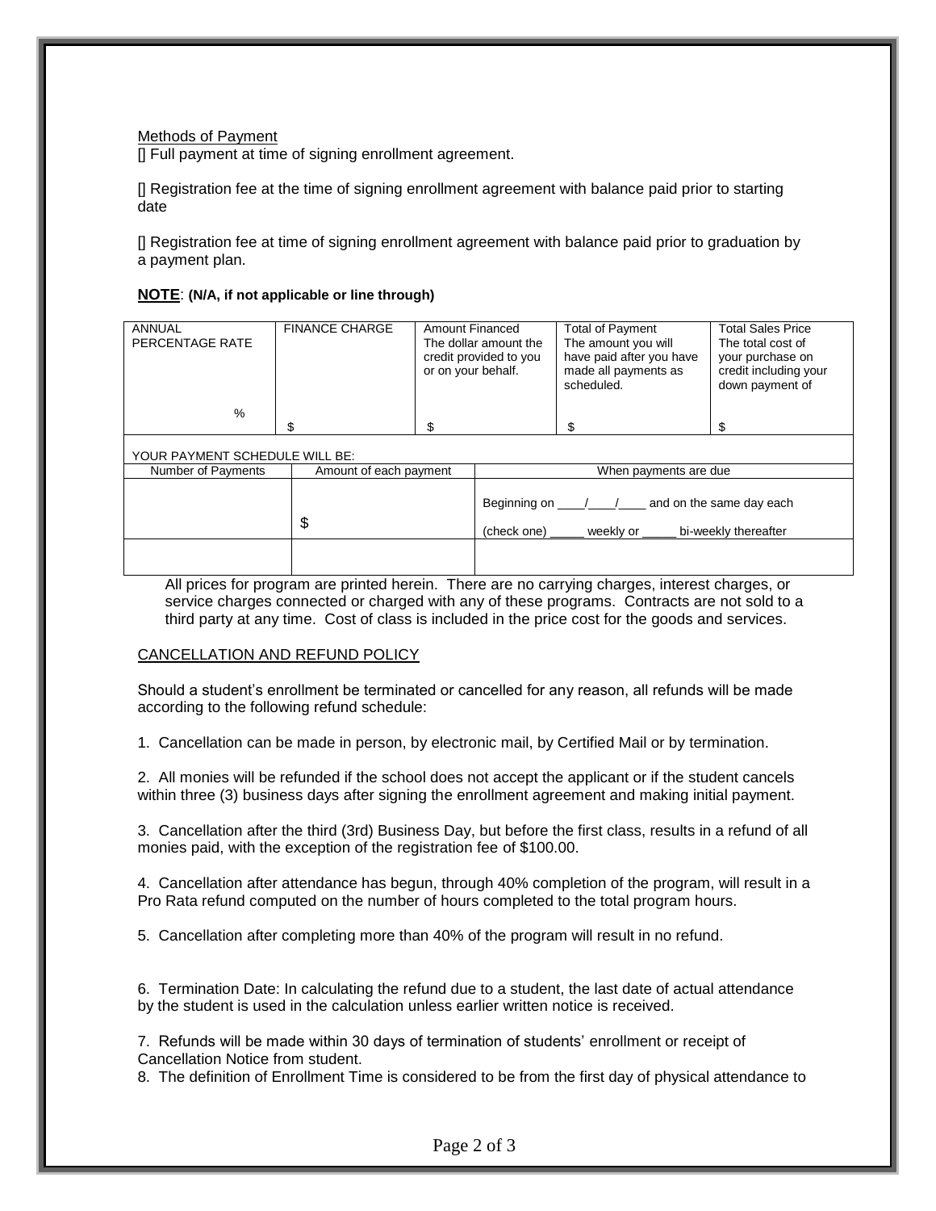Methods of Payment

[] Full payment at time of signing enrollment agreement.

[] Registration fee at the time of signing enrollment agreement with balance paid prior to starting date

[] Registration fee at time of signing enrollment agreement with balance paid prior to graduation by a payment plan.

**NOTE**: **(N/A, if not applicable or line through)**

| ANNUAL PERCENTAGE RATE | FINANCE CHARGE | Amount Financed The dollar amount the credit provided to you or on your behalf. | Total of Payment The amount you will have paid after you have made all payments as scheduled. | Total Sales Price The total cost of your purchase on credit including your down payment of |
|---|---|---|---|---|
| % | $ | $ | $ | $ |

YOUR PAYMENT SCHEDULE WILL BE:

| Number of Payments | Amount of each payment | When payments are due |
|---|---|---|
| | $ | Beginning on ____/____/____ and on the same day each (check one) _____ weekly or _____ bi-weekly thereafter |
| | | |

All prices for program are printed herein. There are no carrying charges, interest charges, or service charges connected or charged with any of these programs. Contracts are not sold to a third party at any time. Cost of class is included in the price cost for the goods and services.

CANCELLATION AND REFUND POLICY

Should a student's enrollment be terminated or cancelled for any reason, all refunds will be made according to the following refund schedule:

1. Cancellation can be made in person, by electronic mail, by Certified Mail or by termination.

2. All monies will be refunded if the school does not accept the applicant or if the student cancels within three (3) business days after signing the enrollment agreement and making initial payment.

3. Cancellation after the third (3rd) Business Day, but before the first class, results in a refund of all monies paid, with the exception of the registration fee of $100.00.

4. Cancellation after attendance has begun, through 40% completion of the program, will result in a Pro Rata refund computed on the number of hours completed to the total program hours.

5. Cancellation after completing more than 40% of the program will result in no refund.

6. Termination Date: In calculating the refund due to a student, the last date of actual attendance by the student is used in the calculation unless earlier written notice is received.

7. Refunds will be made within 30 days of termination of students' enrollment or receipt of Cancellation Notice from student.

8. The definition of Enrollment Time is considered to be from the first day of physical attendance to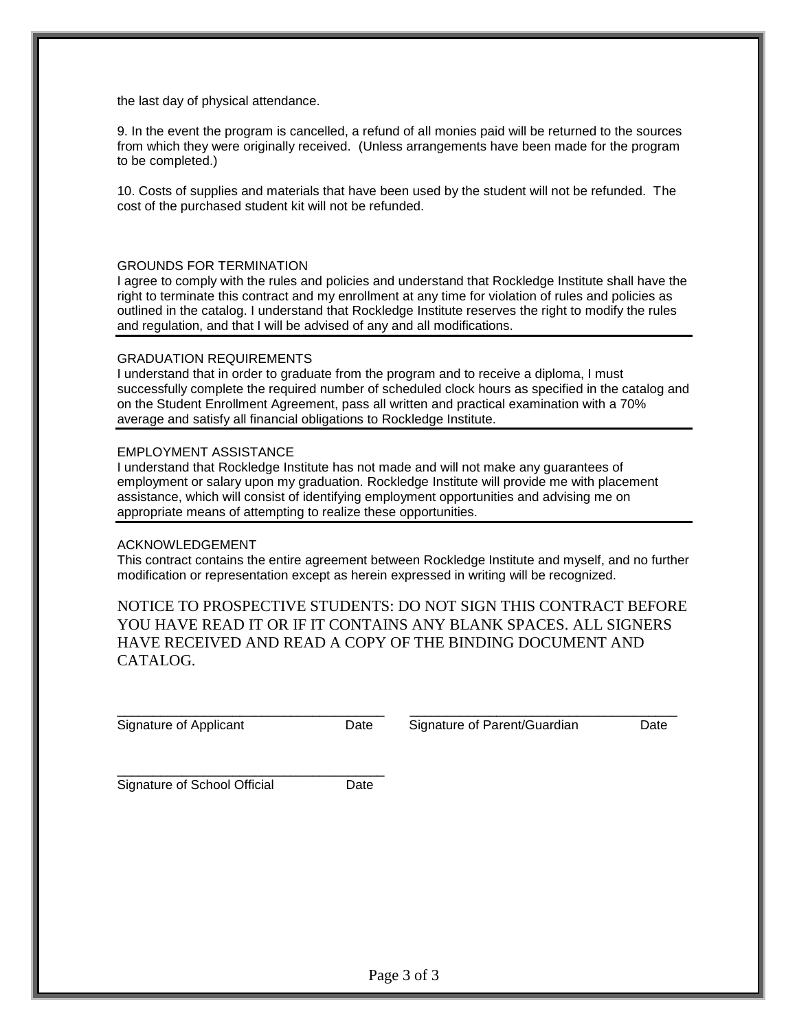the last day of physical attendance.

9. In the event the program is cancelled, a refund of all monies paid will be returned to the sources from which they were originally received. (Unless arrangements have been made for the program to be completed.)

10. Costs of supplies and materials that have been used by the student will not be refunded. The cost of the purchased student kit will not be refunded.

GROUNDS FOR TERMINATION
I agree to comply with the rules and policies and understand that Rockledge Institute shall have the right to terminate this contract and my enrollment at any time for violation of rules and policies as outlined in the catalog. I understand that Rockledge Institute reserves the right to modify the rules and regulation, and that I will be advised of any and all modifications.

GRADUATION REQUIREMENTS
I understand that in order to graduate from the program and to receive a diploma, I must successfully complete the required number of scheduled clock hours as specified in the catalog and on the Student Enrollment Agreement, pass all written and practical examination with a 70% average and satisfy all financial obligations to Rockledge Institute.

EMPLOYMENT ASSISTANCE
I understand that Rockledge Institute has not made and will not make any guarantees of employment or salary upon my graduation. Rockledge Institute will provide me with placement assistance, which will consist of identifying employment opportunities and advising me on appropriate means of attempting to realize these opportunities.

ACKNOWLEDGEMENT
This contract contains the entire agreement between Rockledge Institute and myself, and no further modification or representation except as herein expressed in writing will be recognized.

NOTICE TO PROSPECTIVE STUDENTS: DO NOT SIGN THIS CONTRACT BEFORE YOU HAVE READ IT OR IF IT CONTAINS ANY BLANK SPACES. ALL SIGNERS HAVE RECEIVED AND READ A COPY OF THE BINDING DOCUMENT AND CATALOG.

_____________________________________ Signature of Applicant Date

_____________________________________ Signature of Parent/Guardian Date

_____________________________________ Signature of School Official Date